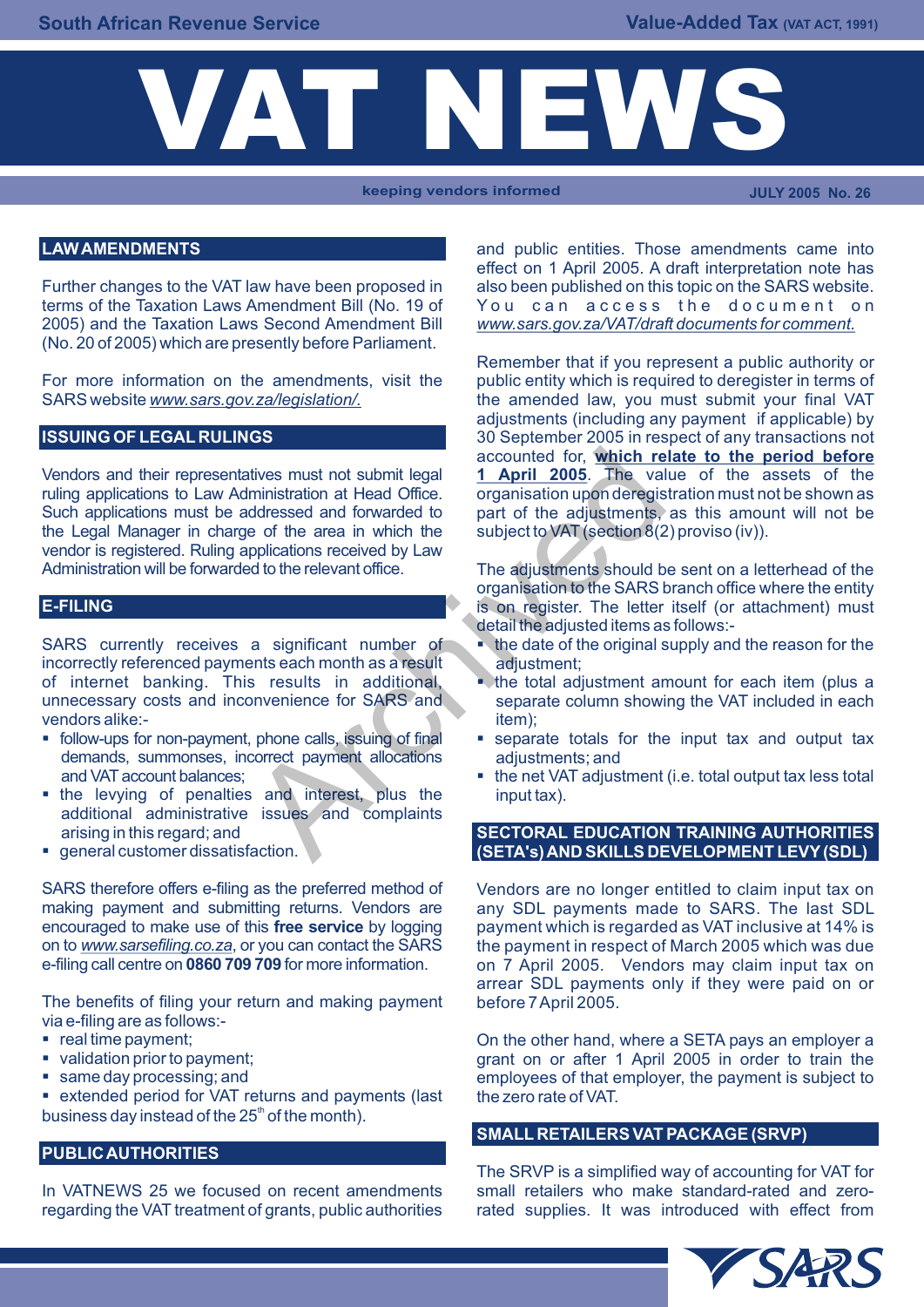# VAT NEWS

keeping vendors informed

JULY 2005 No. 26

## LAW AMENDMENTS

Further changes to the VAT law have been proposed in terms of the Taxation Laws Amendment Bill (No. 19 of 2005) and the Taxation Laws Second Amendment Bill (No. 20 of 2005) which are presently before Parliament.

For more information on the amendments, visit the SARS website *www.sars.gov.za/legislation/.*

## ISSUING OF LEGAL RULINGS

Vendors and their representatives must not submit legal ruling applications to Law Administration at Head Office. Such applications must be addressed and forwarded to the Legal Manager in charge of the area in which the vendor is registered. Ruling applications received by Law Administration will be forwarded to the relevant office.

## E-FILING

SARS currently receives a significant number of incorrectly referenced payments each month as a result of internet banking. This results in additional, unnecessary costs and inconvenience for SARS and vendors alike:-

- follow-ups for non-payment, phone calls, issuing of final demands, summonses, incorrect payment allocations and VAT account balances;
- the levying of penalties and interest, plus the additional administrative issues and complaints arising in this regard; and
- general customer dissatisfaction.

SARS therefore offers e-filing as the preferred method of making payment and submitting returns. Vendors are encouraged to make use of this **free service** by logging on to *www.sarsefiling.co.za*, or you can contact the SARS e-filing call centre on **0860 709 709** for more information.

The benefits of filing your return and making payment via e-filing are as follows:-

- real time payment;
- validation prior to payment;
- same day processing; and
- extended period for VAT returns and payments (last business day instead of the 25th of the month).

## PUBLIC AUTHORITIES

In VATNEWS 25 we focused on recent amendments regarding the VAT treatment of grants, public authorities and public entities. Those amendments came into effect on 1 April 2005. A draft interpretation note has also been published on this topic on the SARS website. You can access the document on *www.sars.gov.za/VAT/draft documents for comment.*

Remember that if you represent a public authority or public entity which is required to deregister in terms of the amended law, you must submit your final VAT adjustments (including any payment if applicable) by 30 September 2005 in respect of any transactions not accounted for, **which relate to the period before 1 April 2005**. The value of the assets of the organisation upon deregistration must not be shown as part of the adjustments, as this amount will not be subject to VAT (section 8(2) proviso (iv)).

The adjustments should be sent on a letterhead of the organisation to the SARS branch office where the entity is on register. The letter itself (or attachment) must detail the adjusted items as follows:-

- the date of the original supply and the reason for the adjustment;
- the total adjustment amount for each item (plus a separate column showing the VAT included in each item);
- separate totals for the input tax and output tax adjustments; and
- the net VAT adjustment (i.e. total output tax less total input tax).

## SECTORAL EDUCATION TRAINING AUTHORITIES (SETA's) AND SKILLS DEVELOPMENT LEVY (SDL)

Vendors are no longer entitled to claim input tax on any SDL payments made to SARS. The last SDL payment which is regarded as VAT inclusive at 14% is the payment in respect of March 2005 which was due on 7 April 2005. Vendors may claim input tax on arrear SDL payments only if they were paid on or before 7 April 2005.

On the other hand, where a SETA pays an employer a grant on or after 1 April 2005 in order to train the employees of that employer, the payment is subject to the zero rate of VAT.

## SMALL RETAILERS VAT PACKAGE (SRVP)

The SRVP is a simplified way of accounting for VAT for small retailers who make standard-rated and zero-rated supplies. It was introduced with effect from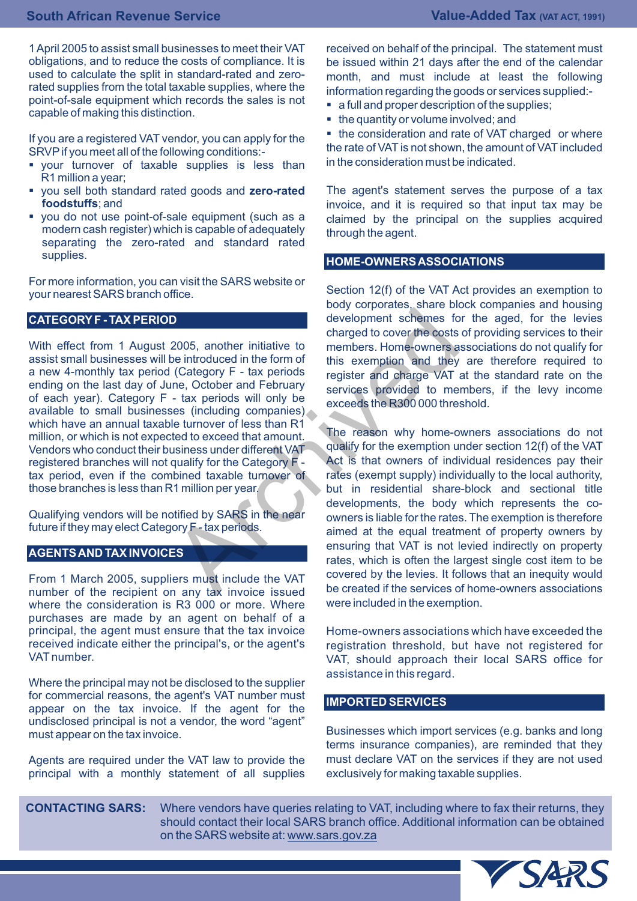1 April 2005 to assist small businesses to meet their VAT obligations, and to reduce the costs of compliance. It is used to calculate the split in standard-rated and zero-rated supplies from the total taxable supplies, where the point-of-sale equipment which records the sales is not capable of making this distinction.

If you are a registered VAT vendor, you can apply for the SRVP if you meet all of the following conditions:-

- your turnover of taxable supplies is less than R1 million a year;
- you sell both standard rated goods and **zero-rated foodstuffs**; and
- you do not use point-of-sale equipment (such as a modern cash register) which is capable of adequately separating the zero-rated and standard rated supplies.

For more information, you can visit the SARS website or your nearest SARS branch office.

## CATEGORY F - TAX PERIOD

With effect from 1 August 2005, another initiative to assist small businesses will be introduced in the form of a new 4-monthly tax period (Category F - tax periods ending on the last day of June, October and February of each year). Category F - tax periods will only be available to small businesses (including companies) which have an annual taxable turnover of less than R1 million, or which is not expected to exceed that amount. Vendors who conduct their business under different VAT registered branches will not qualify for the Category F - tax period, even if the combined taxable turnover of those branches is less than R1 million per year.

Qualifying vendors will be notified by SARS in the near future if they may elect Category F - tax periods.

## AGENTS AND TAX INVOICES

From 1 March 2005, suppliers must include the VAT number of the recipient on any tax invoice issued where the consideration is R3 000 or more. Where purchases are made by an agent on behalf of a principal, the agent must ensure that the tax invoice received indicate either the principal's, or the agent's VAT number.

Where the principal may not be disclosed to the supplier for commercial reasons, the agent's VAT number must appear on the tax invoice. If the agent for the undisclosed principal is not a vendor, the word “agent” must appear on the tax invoice.

Agents are required under the VAT law to provide the principal with a monthly statement of all supplies received on behalf of the principal. The statement must be issued within 21 days after the end of the calendar month, and must include at least the following information regarding the goods or services supplied:-

- a full and proper description of the supplies;
- the quantity or volume involved; and
- the consideration and rate of VAT charged or where the rate of VAT is not shown, the amount of VAT included in the consideration must be indicated.

The agent's statement serves the purpose of a tax invoice, and it is required so that input tax may be claimed by the principal on the supplies acquired through the agent.

## HOME-OWNERS ASSOCIATIONS

Section 12(f) of the VAT Act provides an exemption to body corporates, share block companies and housing development schemes for the aged, for the levies charged to cover the costs of providing services to their members. Home-owners associations do not qualify for this exemption and they are therefore required to register and charge VAT at the standard rate on the services provided to members, if the levy income exceeds the R300 000 threshold.

The reason why home-owners associations do not qualify for the exemption under section 12(f) of the VAT Act is that owners of individual residences pay their rates (exempt supply) individually to the local authority, but in residential share-block and sectional title developments, the body which represents the co-owners is liable for the rates. The exemption is therefore aimed at the equal treatment of property owners by ensuring that VAT is not levied indirectly on property rates, which is often the largest single cost item to be covered by the levies. It follows that an inequity would be created if the services of home-owners associations were included in the exemption.

Home-owners associations which have exceeded the registration threshold, but have not registered for VAT, should approach their local SARS office for assistance in this regard.

## IMPORTED SERVICES

Businesses which import services (e.g. banks and long terms insurance companies), are reminded that they must declare VAT on the services if they are not used exclusively for making taxable supplies.

**CONTACTING SARS:** Where vendors have queries relating to VAT, including where to fax their returns, they should contact their local SARS branch office. Additional information can be obtained on the SARS website at: www.sars.gov.za